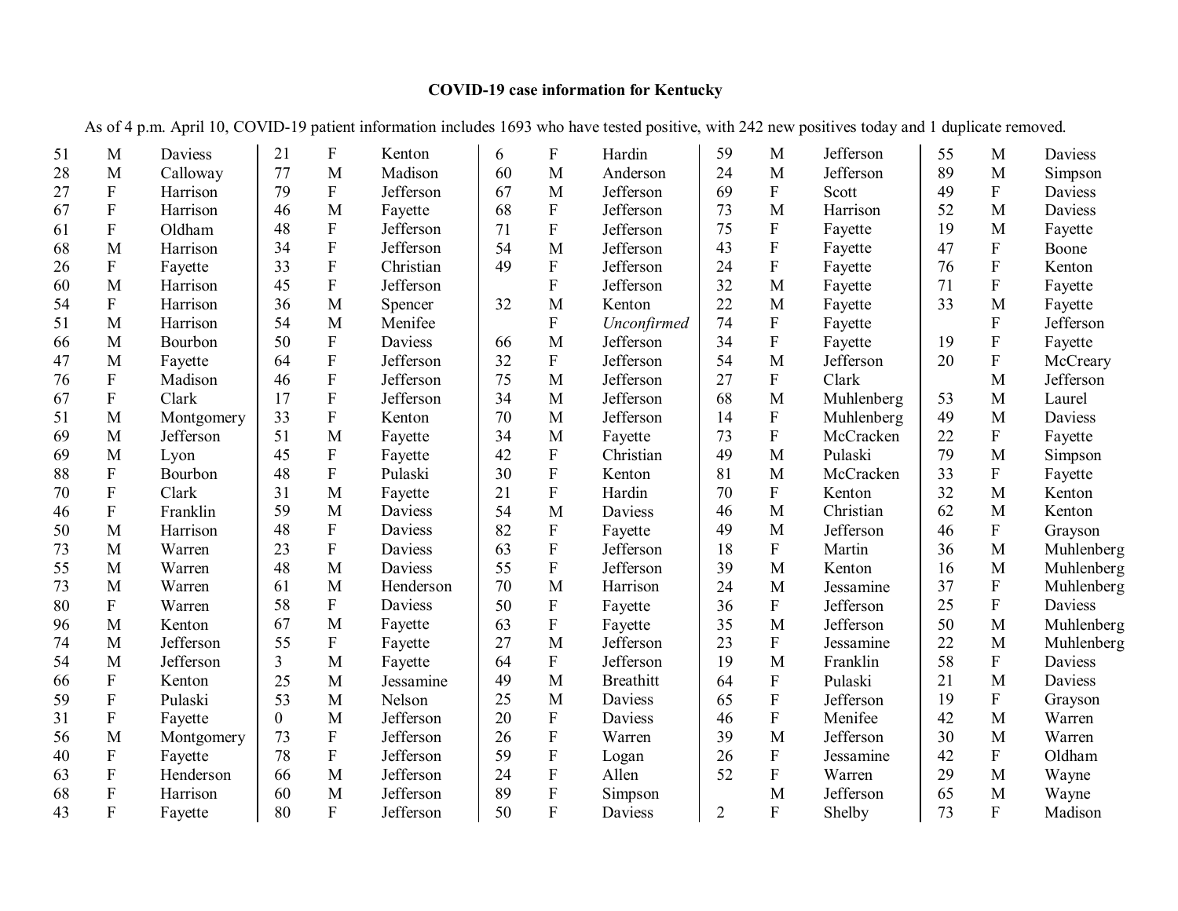# COVID-19 case information for Kentucky

As of 4 p.m. April 10, COVID-19 patient information includes 1693 who have tested positive, with 242 new positives today and 1 duplicate removed.

| Age | Sex | County |
|---|---|---|
| 51 | M | Daviess |
| 28 | M | Calloway |
| 27 | F | Harrison |
| 67 | F | Harrison |
| 61 | F | Oldham |
| 68 | M | Harrison |
| 26 | F | Fayette |
| 60 | M | Harrison |
| 54 | F | Harrison |
| 51 | M | Harrison |
| 66 | M | Bourbon |
| 47 | M | Fayette |
| 76 | F | Madison |
| 67 | F | Clark |
| 51 | M | Montgomery |
| 69 | M | Jefferson |
| 69 | M | Lyon |
| 88 | F | Bourbon |
| 70 | F | Clark |
| 46 | F | Franklin |
| 50 | M | Harrison |
| 73 | M | Warren |
| 55 | M | Warren |
| 73 | M | Warren |
| 80 | F | Warren |
| 96 | M | Kenton |
| 74 | M | Jefferson |
| 54 | M | Jefferson |
| 66 | F | Kenton |
| 59 | F | Pulaski |
| 31 | F | Fayette |
| 56 | M | Montgomery |
| 40 | F | Fayette |
| 63 | F | Henderson |
| 68 | F | Harrison |
| 43 | F | Fayette |
| 21 | F | Kenton |
| 77 | M | Madison |
| 79 | F | Jefferson |
| 46 | M | Fayette |
| 48 | F | Jefferson |
| 34 | F | Jefferson |
| 33 | F | Christian |
| 45 | F | Jefferson |
| 36 | M | Spencer |
| 54 | M | Menifee |
| 50 | F | Daviess |
| 64 | F | Jefferson |
| 46 | F | Jefferson |
| 17 | F | Jefferson |
| 33 | F | Kenton |
| 51 | M | Fayette |
| 45 | F | Fayette |
| 48 | F | Pulaski |
| 31 | M | Fayette |
| 59 | M | Daviess |
| 48 | F | Daviess |
| 23 | F | Daviess |
| 48 | M | Daviess |
| 61 | M | Henderson |
| 58 | F | Daviess |
| 67 | M | Fayette |
| 55 | F | Fayette |
| 3 | M | Fayette |
| 25 | M | Jessamine |
| 53 | M | Nelson |
| 0 | M | Jefferson |
| 73 | F | Jefferson |
| 78 | F | Jefferson |
| 66 | M | Jefferson |
| 60 | M | Jefferson |
| 80 | F | Jefferson |
| 6 | F | Hardin |
| 60 | M | Anderson |
| 67 | M | Jefferson |
| 68 | F | Jefferson |
| 71 | F | Jefferson |
| 54 | M | Jefferson |
| 49 | F | Jefferson |
| | F | Jefferson |
| 32 | M | Kenton |
| | F | *Unconfirmed* |
| 66 | M | Jefferson |
| 32 | F | Jefferson |
| 75 | M | Jefferson |
| 34 | M | Jefferson |
| 70 | M | Jefferson |
| 34 | M | Fayette |
| 42 | F | Christian |
| 30 | F | Kenton |
| 21 | F | Hardin |
| 54 | M | Daviess |
| 82 | F | Fayette |
| 63 | F | Jefferson |
| 55 | F | Jefferson |
| 70 | M | Harrison |
| 50 | F | Fayette |
| 63 | F | Fayette |
| 27 | M | Jefferson |
| 64 | F | Jefferson |
| 49 | M | Breathitt |
| 25 | M | Daviess |
| 20 | F | Daviess |
| 26 | F | Warren |
| 59 | F | Logan |
| 24 | F | Allen |
| 89 | F | Simpson |
| 50 | F | Daviess |
| 59 | M | Jefferson |
| 24 | M | Jefferson |
| 69 | F | Scott |
| 73 | M | Harrison |
| 75 | F | Fayette |
| 43 | F | Fayette |
| 24 | F | Fayette |
| 32 | M | Fayette |
| 22 | M | Fayette |
| 74 | F | Fayette |
| 34 | F | Fayette |
| 54 | M | Jefferson |
| 27 | F | Clark |
| 68 | M | Muhlenberg |
| 14 | F | Muhlenberg |
| 73 | F | McCracken |
| 49 | M | Pulaski |
| 81 | M | McCracken |
| 70 | F | Kenton |
| 46 | M | Christian |
| 49 | M | Jefferson |
| 18 | F | Martin |
| 39 | M | Kenton |
| 24 | M | Jessamine |
| 36 | F | Jefferson |
| 35 | M | Jefferson |
| 23 | F | Jessamine |
| 19 | M | Franklin |
| 64 | F | Pulaski |
| 65 | F | Jefferson |
| 46 | F | Menifee |
| 39 | M | Jefferson |
| 26 | F | Jessamine |
| 52 | F | Warren |
| | M | Jefferson |
| 2 | F | Shelby |
| 55 | M | Daviess |
| 89 | M | Simpson |
| 49 | F | Daviess |
| 52 | M | Daviess |
| 19 | M | Fayette |
| 47 | F | Boone |
| 76 | F | Kenton |
| 71 | F | Fayette |
| 33 | M | Fayette |
| | F | Jefferson |
| 19 | F | Fayette |
| 20 | F | McCreary |
| | M | Jefferson |
| 53 | M | Laurel |
| 49 | M | Daviess |
| 22 | F | Fayette |
| 79 | M | Simpson |
| 33 | F | Fayette |
| 32 | M | Kenton |
| 62 | M | Kenton |
| 46 | F | Grayson |
| 36 | M | Muhlenberg |
| 16 | M | Muhlenberg |
| 37 | F | Muhlenberg |
| 25 | F | Daviess |
| 50 | M | Muhlenberg |
| 22 | M | Muhlenberg |
| 58 | F | Daviess |
| 21 | M | Daviess |
| 19 | F | Grayson |
| 42 | M | Warren |
| 30 | M | Warren |
| 42 | F | Oldham |
| 29 | M | Wayne |
| 65 | M | Wayne |
| 73 | F | Madison |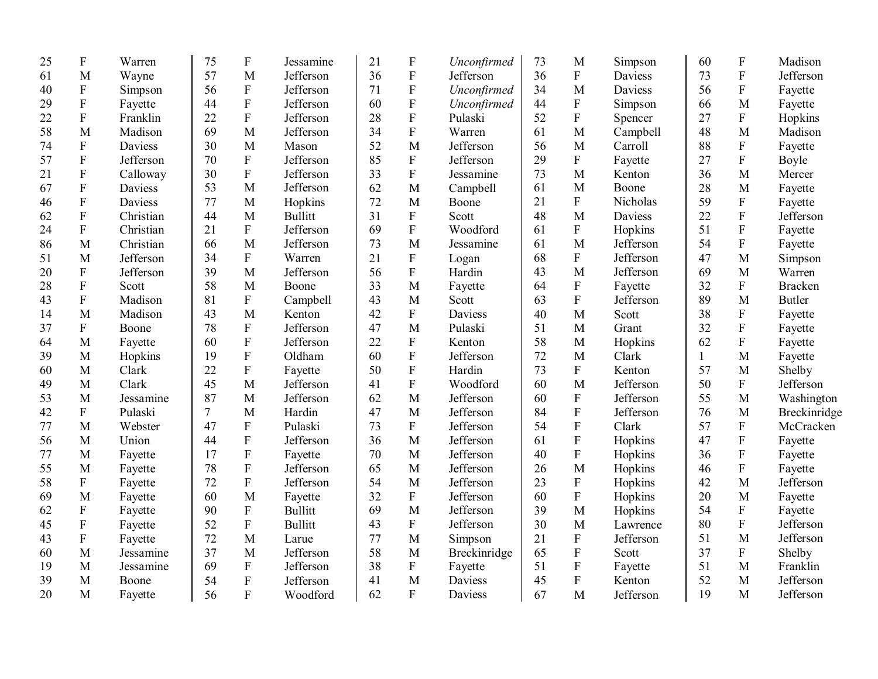| | | |
|---|---|---|
| 25 | F | Warren |
| 61 | M | Wayne |
| 40 | F | Simpson |
| 29 | F | Fayette |
| 22 | F | Franklin |
| 58 | M | Madison |
| 74 | F | Daviess |
| 57 | F | Jefferson |
| 21 | F | Calloway |
| 67 | F | Daviess |
| 46 | F | Daviess |
| 62 | F | Christian |
| 24 | F | Christian |
| 86 | M | Christian |
| 51 | M | Jefferson |
| 20 | F | Jefferson |
| 28 | F | Scott |
| 43 | F | Madison |
| 14 | M | Madison |
| 37 | F | Boone |
| 64 | M | Fayette |
| 39 | M | Hopkins |
| 60 | M | Clark |
| 49 | M | Clark |
| 53 | M | Jessamine |
| 42 | F | Pulaski |
| 77 | M | Webster |
| 56 | M | Union |
| 77 | M | Fayette |
| 55 | M | Fayette |
| 58 | F | Fayette |
| 69 | M | Fayette |
| 62 | F | Fayette |
| 45 | F | Fayette |
| 43 | F | Fayette |
| 60 | M | Jessamine |
| 19 | M | Jessamine |
| 39 | M | Boone |
| 20 | M | Fayette |
| 75 | F | Jessamine |
| 57 | M | Jefferson |
| 56 | F | Jefferson |
| 44 | F | Jefferson |
| 22 | F | Jefferson |
| 69 | M | Jefferson |
| 30 | M | Mason |
| 70 | F | Jefferson |
| 30 | F | Jefferson |
| 53 | M | Jefferson |
| 77 | M | Hopkins |
| 44 | M | Bullitt |
| 21 | F | Jefferson |
| 66 | M | Jefferson |
| 34 | F | Warren |
| 39 | M | Jefferson |
| 58 | M | Boone |
| 81 | F | Campbell |
| 43 | M | Kenton |
| 78 | F | Jefferson |
| 60 | F | Jefferson |
| 19 | F | Oldham |
| 22 | F | Fayette |
| 45 | M | Jefferson |
| 87 | M | Jefferson |
| 7 | M | Hardin |
| 47 | F | Pulaski |
| 44 | F | Jefferson |
| 17 | F | Fayette |
| 78 | F | Jefferson |
| 72 | F | Jefferson |
| 60 | M | Fayette |
| 90 | F | Bullitt |
| 52 | F | Bullitt |
| 72 | M | Larue |
| 37 | M | Jefferson |
| 69 | F | Jefferson |
| 54 | F | Jefferson |
| 56 | F | Woodford |
| 21 | F | *Unconfirmed* |
| 36 | F | Jefferson |
| 71 | F | *Unconfirmed* |
| 60 | F | *Unconfirmed* |
| 28 | F | Pulaski |
| 34 | F | Warren |
| 52 | M | Jefferson |
| 85 | F | Jefferson |
| 33 | F | Jessamine |
| 62 | M | Campbell |
| 72 | M | Boone |
| 31 | F | Scott |
| 69 | F | Woodford |
| 73 | M | Jessamine |
| 21 | F | Logan |
| 56 | F | Hardin |
| 33 | M | Fayette |
| 43 | M | Scott |
| 42 | F | Daviess |
| 47 | M | Pulaski |
| 22 | F | Kenton |
| 60 | F | Jefferson |
| 50 | F | Hardin |
| 41 | F | Woodford |
| 62 | M | Jefferson |
| 47 | M | Jefferson |
| 73 | F | Jefferson |
| 36 | M | Jefferson |
| 70 | M | Jefferson |
| 65 | M | Jefferson |
| 54 | M | Jefferson |
| 32 | F | Jefferson |
| 69 | M | Jefferson |
| 43 | F | Jefferson |
| 77 | M | Simpson |
| 58 | M | Breckinridge |
| 38 | F | Fayette |
| 41 | M | Daviess |
| 62 | F | Daviess |
| 73 | M | Simpson |
| 36 | F | Daviess |
| 34 | M | Daviess |
| 44 | F | Simpson |
| 52 | F | Spencer |
| 61 | M | Campbell |
| 56 | M | Carroll |
| 29 | F | Fayette |
| 73 | M | Kenton |
| 61 | M | Boone |
| 21 | F | Nicholas |
| 48 | M | Daviess |
| 61 | F | Hopkins |
| 61 | M | Jefferson |
| 68 | F | Jefferson |
| 43 | M | Jefferson |
| 64 | F | Fayette |
| 63 | F | Jefferson |
| 40 | M | Scott |
| 51 | M | Grant |
| 58 | M | Hopkins |
| 72 | M | Clark |
| 73 | F | Kenton |
| 60 | M | Jefferson |
| 60 | F | Jefferson |
| 84 | F | Jefferson |
| 54 | F | Clark |
| 61 | F | Hopkins |
| 40 | F | Hopkins |
| 26 | M | Hopkins |
| 23 | F | Hopkins |
| 60 | F | Hopkins |
| 39 | M | Hopkins |
| 30 | M | Lawrence |
| 21 | F | Jefferson |
| 65 | F | Scott |
| 51 | F | Fayette |
| 45 | F | Kenton |
| 67 | M | Jefferson |
| 60 | F | Madison |
| 73 | F | Jefferson |
| 56 | F | Fayette |
| 66 | M | Fayette |
| 27 | F | Hopkins |
| 48 | M | Madison |
| 88 | F | Fayette |
| 27 | F | Boyle |
| 36 | M | Mercer |
| 28 | M | Fayette |
| 59 | F | Fayette |
| 22 | F | Jefferson |
| 51 | F | Fayette |
| 54 | F | Fayette |
| 47 | M | Simpson |
| 69 | M | Warren |
| 32 | F | Bracken |
| 89 | M | Butler |
| 38 | F | Fayette |
| 32 | F | Fayette |
| 62 | F | Fayette |
| 1 | M | Fayette |
| 57 | M | Shelby |
| 50 | F | Jefferson |
| 55 | M | Washington |
| 76 | M | Breckinridge |
| 57 | F | McCracken |
| 47 | F | Fayette |
| 36 | F | Fayette |
| 46 | F | Fayette |
| 42 | M | Jefferson |
| 20 | M | Fayette |
| 54 | F | Fayette |
| 80 | F | Jefferson |
| 51 | M | Jefferson |
| 37 | F | Shelby |
| 51 | M | Franklin |
| 52 | M | Jefferson |
| 19 | M | Jefferson |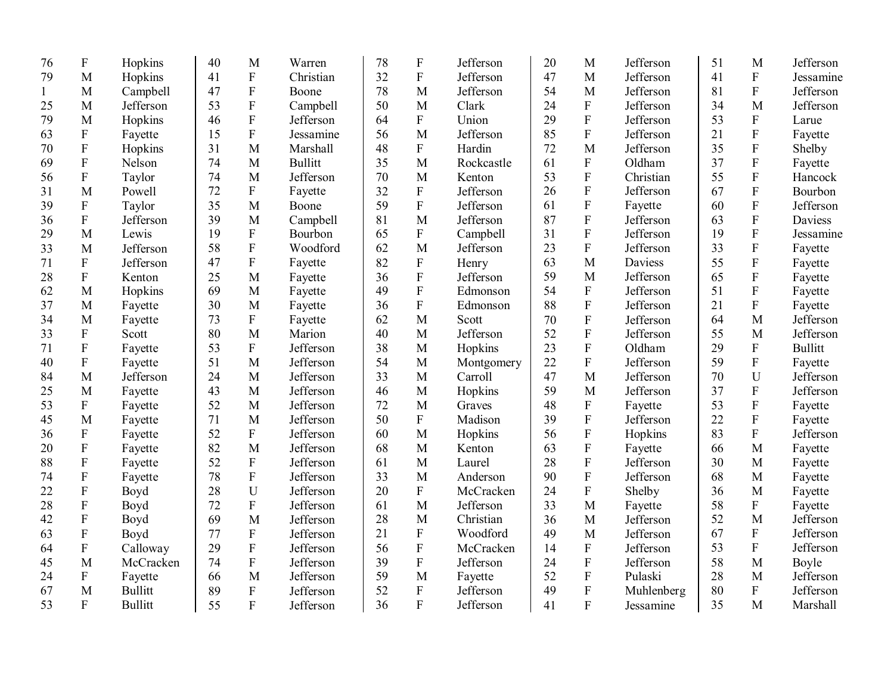| | | | | | | | | | | | | | | |
|---|---|---|---|---|---|---|---|---|---|---|---|---|---|---|
| 76 | F | Hopkins | 40 | M | Warren | 78 | F | Jefferson | 20 | M | Jefferson | 51 | M | Jefferson |
| 79 | M | Hopkins | 41 | F | Christian | 32 | F | Jefferson | 47 | M | Jefferson | 41 | F | Jessamine |
| 1 | M | Campbell | 47 | F | Boone | 78 | M | Jefferson | 54 | M | Jefferson | 81 | F | Jefferson |
| 25 | M | Jefferson | 53 | F | Campbell | 50 | M | Clark | 24 | F | Jefferson | 34 | M | Jefferson |
| 79 | M | Hopkins | 46 | F | Jefferson | 64 | F | Union | 29 | F | Jefferson | 53 | F | Larue |
| 63 | F | Fayette | 15 | F | Jessamine | 56 | M | Jefferson | 85 | F | Jefferson | 21 | F | Fayette |
| 70 | F | Hopkins | 31 | M | Marshall | 48 | F | Hardin | 72 | M | Jefferson | 35 | F | Shelby |
| 69 | F | Nelson | 74 | M | Bullitt | 35 | M | Rockcastle | 61 | F | Oldham | 37 | F | Fayette |
| 56 | F | Taylor | 74 | M | Jefferson | 70 | M | Kenton | 53 | F | Christian | 55 | F | Hancock |
| 31 | M | Powell | 72 | F | Fayette | 32 | F | Jefferson | 26 | F | Jefferson | 67 | F | Bourbon |
| 39 | F | Taylor | 35 | M | Boone | 59 | F | Jefferson | 61 | F | Fayette | 60 | F | Jefferson |
| 36 | F | Jefferson | 39 | M | Campbell | 81 | M | Jefferson | 87 | F | Jefferson | 63 | F | Daviess |
| 29 | M | Lewis | 19 | F | Bourbon | 65 | F | Campbell | 31 | F | Jefferson | 19 | F | Jessamine |
| 33 | M | Jefferson | 58 | F | Woodford | 62 | M | Jefferson | 23 | F | Jefferson | 33 | F | Fayette |
| 71 | F | Jefferson | 47 | F | Fayette | 82 | F | Henry | 63 | M | Daviess | 55 | F | Fayette |
| 28 | F | Kenton | 25 | M | Fayette | 36 | F | Jefferson | 59 | M | Jefferson | 65 | F | Fayette |
| 62 | M | Hopkins | 69 | M | Fayette | 49 | F | Edmonson | 54 | F | Jefferson | 51 | F | Fayette |
| 37 | M | Fayette | 30 | M | Fayette | 36 | F | Edmonson | 88 | F | Jefferson | 21 | F | Fayette |
| 34 | M | Fayette | 73 | F | Fayette | 62 | M | Scott | 70 | F | Jefferson | 64 | M | Jefferson |
| 33 | F | Scott | 80 | M | Marion | 40 | M | Jefferson | 52 | F | Jefferson | 55 | M | Jefferson |
| 71 | F | Fayette | 53 | F | Jefferson | 38 | M | Hopkins | 23 | F | Oldham | 29 | F | Bullitt |
| 40 | F | Fayette | 51 | M | Jefferson | 54 | M | Montgomery | 22 | F | Jefferson | 59 | F | Fayette |
| 84 | M | Jefferson | 24 | M | Jefferson | 33 | M | Carroll | 47 | M | Jefferson | 70 | U | Jefferson |
| 25 | M | Fayette | 43 | M | Jefferson | 46 | M | Hopkins | 59 | M | Jefferson | 37 | F | Jefferson |
| 53 | F | Fayette | 52 | M | Jefferson | 72 | M | Graves | 48 | F | Fayette | 53 | F | Fayette |
| 45 | M | Fayette | 71 | M | Jefferson | 50 | F | Madison | 39 | F | Jefferson | 22 | F | Fayette |
| 36 | F | Fayette | 52 | F | Jefferson | 60 | M | Hopkins | 56 | F | Hopkins | 83 | F | Jefferson |
| 20 | F | Fayette | 82 | M | Jefferson | 68 | M | Kenton | 63 | F | Fayette | 66 | M | Fayette |
| 88 | F | Fayette | 52 | F | Jefferson | 61 | M | Laurel | 28 | F | Jefferson | 30 | M | Fayette |
| 74 | F | Fayette | 78 | F | Jefferson | 33 | M | Anderson | 90 | F | Jefferson | 68 | M | Fayette |
| 22 | F | Boyd | 28 | U | Jefferson | 20 | F | McCracken | 24 | F | Shelby | 36 | M | Fayette |
| 28 | F | Boyd | 72 | F | Jefferson | 61 | M | Jefferson | 33 | M | Fayette | 58 | F | Fayette |
| 42 | F | Boyd | 69 | M | Jefferson | 28 | M | Christian | 36 | M | Jefferson | 52 | M | Jefferson |
| 63 | F | Boyd | 77 | F | Jefferson | 21 | F | Woodford | 49 | M | Jefferson | 67 | F | Jefferson |
| 64 | F | Calloway | 29 | F | Jefferson | 56 | F | McCracken | 14 | F | Jefferson | 53 | F | Jefferson |
| 45 | M | McCracken | 74 | F | Jefferson | 39 | F | Jefferson | 24 | F | Jefferson | 58 | M | Boyle |
| 24 | F | Fayette | 66 | M | Jefferson | 59 | M | Fayette | 52 | F | Pulaski | 28 | M | Jefferson |
| 67 | M | Bullitt | 89 | F | Jefferson | 52 | F | Jefferson | 49 | F | Muhlenberg | 80 | F | Jefferson |
| 53 | F | Bullitt | 55 | F | Jefferson | 36 | F | Jefferson | 41 | F | Jessamine | 35 | M | Marshall |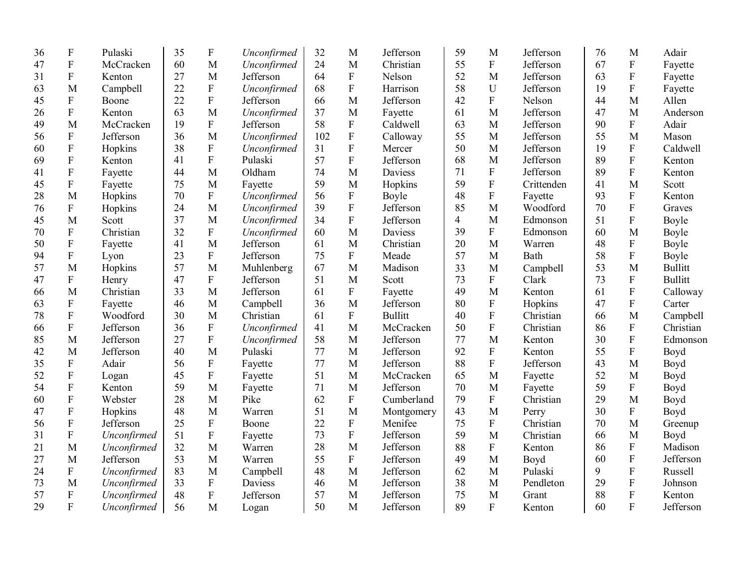| | | | | | | | | | | | | | | |
|---|---|---|---|---|---|---|---|---|---|---|---|---|---|---|
| 36 | F | Pulaski | 35 | F | *Unconfirmed* | 32 | M | Jefferson | 59 | M | Jefferson | 76 | M | Adair |
| 47 | F | McCracken | 60 | M | *Unconfirmed* | 24 | M | Christian | 55 | F | Jefferson | 67 | F | Fayette |
| 31 | F | Kenton | 27 | M | Jefferson | 64 | F | Nelson | 52 | M | Jefferson | 63 | F | Fayette |
| 63 | M | Campbell | 22 | F | *Unconfirmed* | 68 | F | Harrison | 58 | U | Jefferson | 19 | F | Fayette |
| 45 | F | Boone | 22 | F | Jefferson | 66 | M | Jefferson | 42 | F | Nelson | 44 | M | Allen |
| 26 | F | Kenton | 63 | M | *Unconfirmed* | 37 | M | Fayette | 61 | M | Jefferson | 47 | M | Anderson |
| 49 | M | McCracken | 19 | F | Jefferson | 58 | F | Caldwell | 63 | M | Jefferson | 90 | F | Adair |
| 56 | F | Jefferson | 36 | M | *Unconfirmed* | 102 | F | Calloway | 55 | M | Jefferson | 55 | M | Mason |
| 60 | F | Hopkins | 38 | F | *Unconfirmed* | 31 | F | Mercer | 50 | M | Jefferson | 19 | F | Caldwell |
| 69 | F | Kenton | 41 | F | Pulaski | 57 | F | Jefferson | 68 | M | Jefferson | 89 | F | Kenton |
| 41 | F | Fayette | 44 | M | Oldham | 74 | M | Daviess | 71 | F | Jefferson | 89 | F | Kenton |
| 45 | F | Fayette | 75 | M | Fayette | 59 | M | Hopkins | 59 | F | Crittenden | 41 | M | Scott |
| 28 | M | Hopkins | 70 | F | *Unconfirmed* | 56 | F | Boyle | 48 | F | Fayette | 93 | F | Kenton |
| 76 | F | Hopkins | 24 | M | *Unconfirmed* | 39 | F | Jefferson | 85 | M | Woodford | 70 | F | Graves |
| 45 | M | Scott | 37 | M | *Unconfirmed* | 34 | F | Jefferson | 4 | M | Edmonson | 51 | F | Boyle |
| 70 | F | Christian | 32 | F | *Unconfirmed* | 60 | M | Daviess | 39 | F | Edmonson | 60 | M | Boyle |
| 50 | F | Fayette | 41 | M | Jefferson | 61 | M | Christian | 20 | M | Warren | 48 | F | Boyle |
| 94 | F | Lyon | 23 | F | Jefferson | 75 | F | Meade | 57 | M | Bath | 58 | F | Boyle |
| 57 | M | Hopkins | 57 | M | Muhlenberg | 67 | M | Madison | 33 | M | Campbell | 53 | M | Bullitt |
| 47 | F | Henry | 47 | F | Jefferson | 51 | M | Scott | 73 | F | Clark | 73 | F | Bullitt |
| 66 | M | Christian | 33 | M | Jefferson | 61 | F | Fayette | 49 | M | Kenton | 61 | F | Calloway |
| 63 | F | Fayette | 46 | M | Campbell | 36 | M | Jefferson | 80 | F | Hopkins | 47 | F | Carter |
| 78 | F | Woodford | 30 | M | Christian | 61 | F | Bullitt | 40 | F | Christian | 66 | M | Campbell |
| 66 | F | Jefferson | 36 | F | *Unconfirmed* | 41 | M | McCracken | 50 | F | Christian | 86 | F | Christian |
| 85 | M | Jefferson | 27 | F | *Unconfirmed* | 58 | M | Jefferson | 77 | M | Kenton | 30 | F | Edmonson |
| 42 | M | Jefferson | 40 | M | Pulaski | 77 | M | Jefferson | 92 | F | Kenton | 55 | F | Boyd |
| 35 | F | Adair | 56 | F | Fayette | 77 | M | Jefferson | 88 | F | Jefferson | 43 | M | Boyd |
| 52 | F | Logan | 45 | F | Fayette | 51 | M | McCracken | 65 | M | Fayette | 52 | M | Boyd |
| 54 | F | Kenton | 59 | M | Fayette | 71 | M | Jefferson | 70 | M | Fayette | 59 | F | Boyd |
| 60 | F | Webster | 28 | M | Pike | 62 | F | Cumberland | 79 | F | Christian | 29 | M | Boyd |
| 47 | F | Hopkins | 48 | M | Warren | 51 | M | Montgomery | 43 | M | Perry | 30 | F | Boyd |
| 56 | F | Jefferson | 25 | F | Boone | 22 | F | Menifee | 75 | F | Christian | 70 | M | Greenup |
| 31 | F | *Unconfirmed* | 51 | F | Fayette | 73 | F | Jefferson | 59 | M | Christian | 66 | M | Boyd |
| 21 | M | *Unconfirmed* | 32 | M | Warren | 28 | M | Jefferson | 88 | F | Kenton | 86 | F | Madison |
| 27 | M | Jefferson | 53 | M | Warren | 55 | F | Jefferson | 49 | M | Boyd | 60 | F | Jefferson |
| 24 | F | *Unconfirmed* | 83 | M | Campbell | 48 | M | Jefferson | 62 | M | Pulaski | 9 | F | Russell |
| 73 | M | *Unconfirmed* | 33 | F | Daviess | 46 | M | Jefferson | 38 | M | Pendleton | 29 | F | Johnson |
| 57 | F | *Unconfirmed* | 48 | F | Jefferson | 57 | M | Jefferson | 75 | M | Grant | 88 | F | Kenton |
| 29 | F | *Unconfirmed* | 56 | M | Logan | 50 | M | Jefferson | 89 | F | Kenton | 60 | F | Jefferson |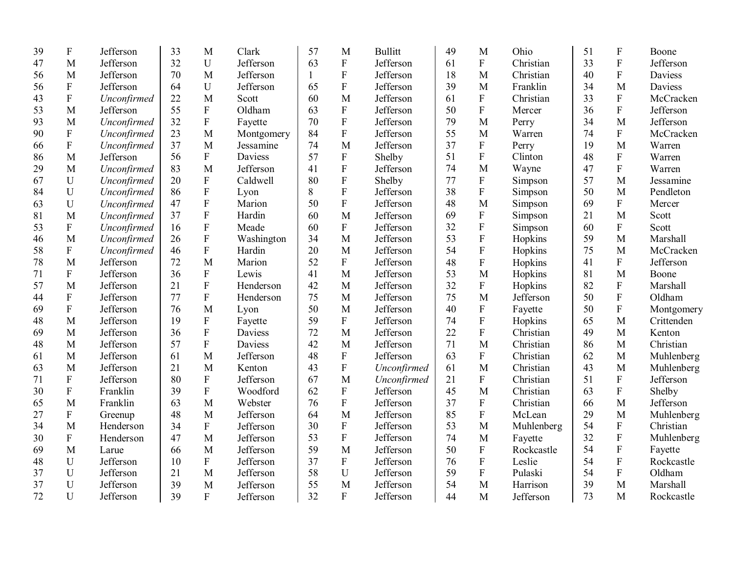| | | | | | | | | | | | | | | |
|---|---|---|---|---|---|---|---|---|---|---|---|---|---|---|
| 39 | F | Jefferson | 33 | M | Clark | 57 | M | Bullitt | 49 | M | Ohio | 51 | F | Boone |
| 47 | M | Jefferson | 32 | U | Jefferson | 63 | F | Jefferson | 61 | F | Christian | 33 | F | Jefferson |
| 56 | M | Jefferson | 70 | M | Jefferson | 1 | F | Jefferson | 18 | M | Christian | 40 | F | Daviess |
| 56 | F | Jefferson | 64 | U | Jefferson | 65 | F | Jefferson | 39 | M | Franklin | 34 | M | Daviess |
| 43 | F | *Unconfirmed* | 22 | M | Scott | 60 | M | Jefferson | 61 | F | Christian | 33 | F | McCracken |
| 53 | M | Jefferson | 55 | F | Oldham | 63 | F | Jefferson | 50 | F | Mercer | 36 | F | Jefferson |
| 93 | M | *Unconfirmed* | 32 | F | Fayette | 70 | F | Jefferson | 79 | M | Perry | 34 | M | Jefferson |
| 90 | F | *Unconfirmed* | 23 | M | Montgomery | 84 | F | Jefferson | 55 | M | Warren | 74 | F | McCracken |
| 66 | F | *Unconfirmed* | 37 | M | Jessamine | 74 | M | Jefferson | 37 | F | Perry | 19 | M | Warren |
| 86 | M | Jefferson | 56 | F | Daviess | 57 | F | Shelby | 51 | F | Clinton | 48 | F | Warren |
| 29 | M | *Unconfirmed* | 83 | M | Jefferson | 41 | F | Jefferson | 74 | M | Wayne | 47 | F | Warren |
| 67 | U | *Unconfirmed* | 20 | F | Caldwell | 80 | F | Shelby | 77 | F | Simpson | 57 | M | Jessamine |
| 84 | U | *Unconfirmed* | 86 | F | Lyon | 8 | F | Jefferson | 38 | F | Simpson | 50 | M | Pendleton |
| 63 | U | *Unconfirmed* | 47 | F | Marion | 50 | F | Jefferson | 48 | M | Simpson | 69 | F | Mercer |
| 81 | M | *Unconfirmed* | 37 | F | Hardin | 60 | M | Jefferson | 69 | F | Simpson | 21 | M | Scott |
| 53 | F | *Unconfirmed* | 16 | F | Meade | 60 | F | Jefferson | 32 | F | Simpson | 60 | F | Scott |
| 46 | M | *Unconfirmed* | 26 | F | Washington | 34 | M | Jefferson | 53 | F | Hopkins | 59 | M | Marshall |
| 58 | F | *Unconfirmed* | 46 | F | Hardin | 20 | M | Jefferson | 54 | F | Hopkins | 75 | M | McCracken |
| 78 | M | Jefferson | 72 | M | Marion | 52 | F | Jefferson | 48 | F | Hopkins | 41 | F | Jefferson |
| 71 | F | Jefferson | 36 | F | Lewis | 41 | M | Jefferson | 53 | M | Hopkins | 81 | M | Boone |
| 57 | M | Jefferson | 21 | F | Henderson | 42 | M | Jefferson | 32 | F | Hopkins | 82 | F | Marshall |
| 44 | F | Jefferson | 77 | F | Henderson | 75 | M | Jefferson | 75 | M | Jefferson | 50 | F | Oldham |
| 69 | F | Jefferson | 76 | M | Lyon | 50 | M | Jefferson | 40 | F | Fayette | 50 | F | Montgomery |
| 48 | M | Jefferson | 19 | F | Fayette | 59 | F | Jefferson | 74 | F | Hopkins | 65 | M | Crittenden |
| 69 | M | Jefferson | 36 | F | Daviess | 72 | M | Jefferson | 22 | F | Christian | 49 | M | Kenton |
| 48 | M | Jefferson | 57 | F | Daviess | 42 | M | Jefferson | 71 | M | Christian | 86 | M | Christian |
| 61 | M | Jefferson | 61 | M | Jefferson | 48 | F | Jefferson | 63 | F | Christian | 62 | M | Muhlenberg |
| 63 | M | Jefferson | 21 | M | Kenton | 43 | F | *Unconfirmed* | 61 | M | Christian | 43 | M | Muhlenberg |
| 71 | F | Jefferson | 80 | F | Jefferson | 67 | M | *Unconfirmed* | 21 | F | Christian | 51 | F | Jefferson |
| 30 | F | Franklin | 39 | F | Woodford | 62 | F | Jefferson | 45 | M | Christian | 63 | F | Shelby |
| 65 | M | Franklin | 63 | M | Webster | 76 | F | Jefferson | 37 | F | Christian | 66 | M | Jefferson |
| 27 | F | Greenup | 48 | M | Jefferson | 64 | M | Jefferson | 85 | F | McLean | 29 | M | Muhlenberg |
| 34 | M | Henderson | 34 | F | Jefferson | 30 | F | Jefferson | 53 | M | Muhlenberg | 54 | F | Christian |
| 30 | F | Henderson | 47 | M | Jefferson | 53 | F | Jefferson | 74 | M | Fayette | 32 | F | Muhlenberg |
| 69 | M | Larue | 66 | M | Jefferson | 59 | M | Jefferson | 50 | F | Rockcastle | 54 | F | Fayette |
| 48 | U | Jefferson | 10 | F | Jefferson | 37 | F | Jefferson | 76 | F | Leslie | 54 | F | Rockcastle |
| 37 | U | Jefferson | 21 | M | Jefferson | 58 | U | Jefferson | 59 | F | Pulaski | 54 | F | Oldham |
| 37 | U | Jefferson | 39 | M | Jefferson | 55 | M | Jefferson | 54 | M | Harrison | 39 | M | Marshall |
| 72 | U | Jefferson | 39 | F | Jefferson | 32 | F | Jefferson | 44 | M | Jefferson | 73 | M | Rockcastle |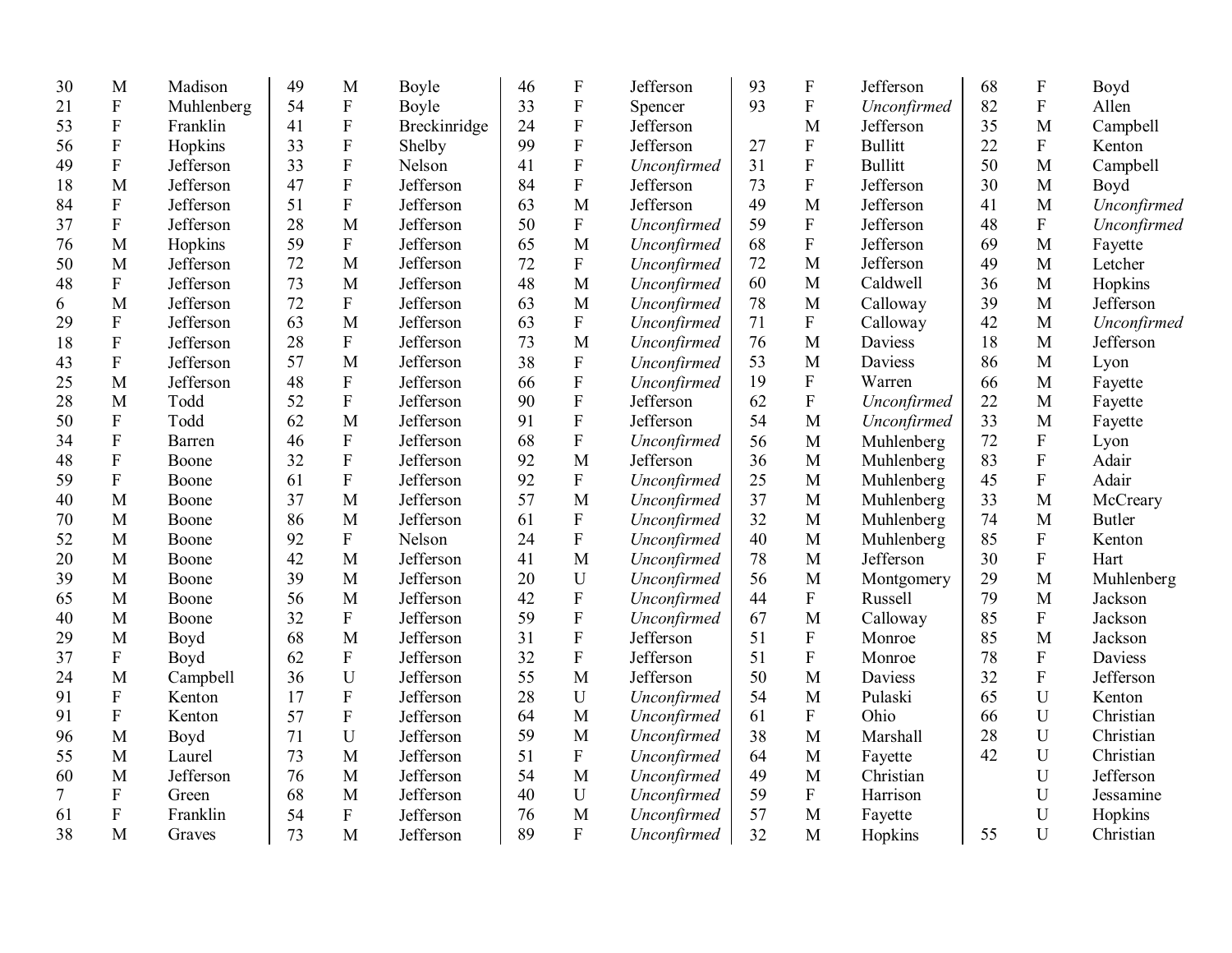| | | |
|---|---|---|
| 30 | M | Madison |
| 21 | F | Muhlenberg |
| 53 | F | Franklin |
| 56 | F | Hopkins |
| 49 | F | Jefferson |
| 18 | M | Jefferson |
| 84 | F | Jefferson |
| 37 | F | Jefferson |
| 76 | M | Hopkins |
| 50 | M | Jefferson |
| 48 | F | Jefferson |
| 6 | M | Jefferson |
| 29 | F | Jefferson |
| 18 | F | Jefferson |
| 43 | F | Jefferson |
| 25 | M | Jefferson |
| 28 | M | Todd |
| 50 | F | Todd |
| 34 | F | Barren |
| 48 | F | Boone |
| 59 | F | Boone |
| 40 | M | Boone |
| 70 | M | Boone |
| 52 | M | Boone |
| 20 | M | Boone |
| 39 | M | Boone |
| 65 | M | Boone |
| 40 | M | Boone |
| 29 | M | Boyd |
| 37 | F | Boyd |
| 24 | M | Campbell |
| 91 | F | Kenton |
| 91 | F | Kenton |
| 96 | M | Boyd |
| 55 | M | Laurel |
| 60 | M | Jefferson |
| 7 | F | Green |
| 61 | F | Franklin |
| 38 | M | Graves |
| 49 | M | Boyle |
| 54 | F | Boyle |
| 41 | F | Breckinridge |
| 33 | F | Shelby |
| 33 | F | Nelson |
| 47 | F | Jefferson |
| 51 | F | Jefferson |
| 28 | M | Jefferson |
| 59 | F | Jefferson |
| 72 | M | Jefferson |
| 73 | M | Jefferson |
| 72 | F | Jefferson |
| 63 | M | Jefferson |
| 28 | F | Jefferson |
| 57 | M | Jefferson |
| 48 | F | Jefferson |
| 52 | F | Jefferson |
| 62 | M | Jefferson |
| 46 | F | Jefferson |
| 32 | F | Jefferson |
| 61 | F | Jefferson |
| 37 | M | Jefferson |
| 86 | M | Jefferson |
| 92 | F | Nelson |
| 42 | M | Jefferson |
| 39 | M | Jefferson |
| 56 | M | Jefferson |
| 32 | F | Jefferson |
| 68 | M | Jefferson |
| 62 | F | Jefferson |
| 36 | U | Jefferson |
| 17 | F | Jefferson |
| 57 | F | Jefferson |
| 71 | U | Jefferson |
| 73 | M | Jefferson |
| 76 | M | Jefferson |
| 68 | M | Jefferson |
| 54 | F | Jefferson |
| 73 | M | Jefferson |
| 46 | F | Jefferson |
| 33 | F | Spencer |
| 24 | F | Jefferson |
| 99 | F | Jefferson |
| 41 | F | *Unconfirmed* |
| 84 | F | Jefferson |
| 63 | M | Jefferson |
| 50 | F | *Unconfirmed* |
| 65 | M | *Unconfirmed* |
| 72 | F | *Unconfirmed* |
| 48 | M | *Unconfirmed* |
| 63 | M | *Unconfirmed* |
| 63 | F | *Unconfirmed* |
| 73 | M | *Unconfirmed* |
| 38 | F | *Unconfirmed* |
| 66 | F | *Unconfirmed* |
| 90 | F | Jefferson |
| 91 | F | Jefferson |
| 68 | F | *Unconfirmed* |
| 92 | M | Jefferson |
| 92 | F | *Unconfirmed* |
| 57 | M | *Unconfirmed* |
| 61 | F | *Unconfirmed* |
| 24 | F | *Unconfirmed* |
| 41 | M | *Unconfirmed* |
| 20 | U | *Unconfirmed* |
| 42 | F | *Unconfirmed* |
| 59 | F | *Unconfirmed* |
| 31 | F | Jefferson |
| 32 | F | Jefferson |
| 55 | M | Jefferson |
| 28 | U | *Unconfirmed* |
| 64 | M | *Unconfirmed* |
| 59 | M | *Unconfirmed* |
| 51 | F | *Unconfirmed* |
| 54 | M | *Unconfirmed* |
| 40 | U | *Unconfirmed* |
| 76 | M | *Unconfirmed* |
| 89 | F | *Unconfirmed* |
| 93 | F | Jefferson |
| 93 | F | *Unconfirmed* |
| | M | Jefferson |
| 27 | F | Bullitt |
| 31 | F | Bullitt |
| 73 | F | Jefferson |
| 49 | M | Jefferson |
| 59 | F | Jefferson |
| 68 | F | Jefferson |
| 72 | M | Jefferson |
| 60 | M | Caldwell |
| 78 | M | Calloway |
| 71 | F | Calloway |
| 76 | M | Daviess |
| 53 | M | Daviess |
| 19 | F | Warren |
| 62 | F | *Unconfirmed* |
| 54 | M | *Unconfirmed* |
| 56 | M | Muhlenberg |
| 36 | M | Muhlenberg |
| 25 | M | Muhlenberg |
| 37 | M | Muhlenberg |
| 32 | M | Muhlenberg |
| 40 | M | Muhlenberg |
| 78 | M | Jefferson |
| 56 | M | Montgomery |
| 44 | F | Russell |
| 67 | M | Calloway |
| 51 | F | Monroe |
| 51 | F | Monroe |
| 50 | M | Daviess |
| 54 | M | Pulaski |
| 61 | F | Ohio |
| 38 | M | Marshall |
| 64 | M | Fayette |
| 49 | M | Christian |
| 59 | F | Harrison |
| 57 | M | Fayette |
| 32 | M | Hopkins |
| 68 | F | Boyd |
| 82 | F | Allen |
| 35 | M | Campbell |
| 22 | F | Kenton |
| 50 | M | Campbell |
| 30 | M | Boyd |
| 41 | M | *Unconfirmed* |
| 48 | F | *Unconfirmed* |
| 69 | M | Fayette |
| 49 | M | Letcher |
| 36 | M | Hopkins |
| 39 | M | Jefferson |
| 42 | M | *Unconfirmed* |
| 18 | M | Jefferson |
| 86 | M | Lyon |
| 66 | M | Fayette |
| 22 | M | Fayette |
| 33 | M | Fayette |
| 72 | F | Lyon |
| 83 | F | Adair |
| 45 | F | Adair |
| 33 | M | McCreary |
| 74 | M | Butler |
| 85 | F | Kenton |
| 30 | F | Hart |
| 29 | M | Muhlenberg |
| 79 | M | Jackson |
| 85 | F | Jackson |
| 85 | M | Jackson |
| 78 | F | Daviess |
| 32 | F | Jefferson |
| 65 | U | Kenton |
| 66 | U | Christian |
| 28 | U | Christian |
| 42 | U | Christian |
| | U | Jefferson |
| | U | Jessamine |
| | U | Hopkins |
| 55 | U | Christian |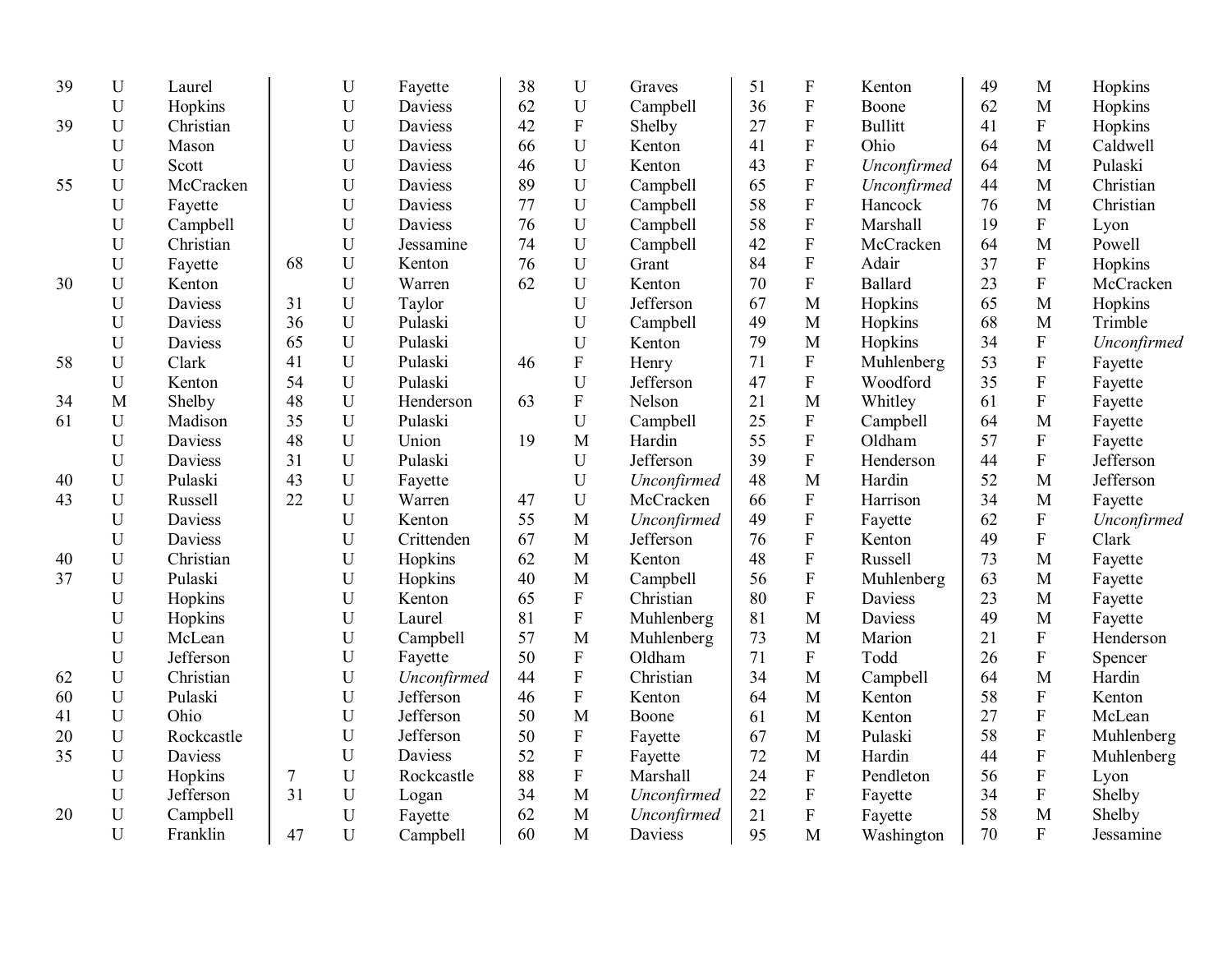| | | |
|---|---|---|
| 39 | U | Laurel |
| | U | Hopkins |
| 39 | U | Christian |
| | U | Mason |
| | U | Scott |
| 55 | U | McCracken |
| | U | Fayette |
| | U | Campbell |
| | U | Christian |
| | U | Fayette |
| 30 | U | Kenton |
| | U | Daviess |
| | U | Daviess |
| | U | Daviess |
| 58 | U | Clark |
| | U | Kenton |
| 34 | M | Shelby |
| 61 | U | Madison |
| | U | Daviess |
| | U | Daviess |
| 40 | U | Pulaski |
| 43 | U | Russell |
| | U | Daviess |
| | U | Daviess |
| 40 | U | Christian |
| 37 | U | Pulaski |
| | U | Hopkins |
| | U | Hopkins |
| | U | McLean |
| | U | Jefferson |
| 62 | U | Christian |
| 60 | U | Pulaski |
| 41 | U | Ohio |
| 20 | U | Rockcastle |
| 35 | U | Daviess |
| | U | Hopkins |
| | U | Jefferson |
| 20 | U | Campbell |
| | U | Franklin |
| | U | Fayette |
| | U | Daviess |
| | U | Daviess |
| | U | Daviess |
| | U | Daviess |
| | U | Daviess |
| | U | Daviess |
| | U | Daviess |
| | U | Jessamine |
| 68 | U | Kenton |
| | U | Warren |
| 31 | U | Taylor |
| 36 | U | Pulaski |
| 65 | U | Pulaski |
| 41 | U | Pulaski |
| 54 | U | Pulaski |
| 48 | U | Henderson |
| 35 | U | Pulaski |
| 48 | U | Union |
| 31 | U | Pulaski |
| 43 | U | Fayette |
| 22 | U | Warren |
| | U | Kenton |
| | U | Crittenden |
| | U | Hopkins |
| | U | Hopkins |
| | U | Kenton |
| | U | Laurel |
| | U | Campbell |
| | U | Fayette |
| | U | *Unconfirmed* |
| | U | Jefferson |
| | U | Jefferson |
| | U | Jefferson |
| | U | Daviess |
| 7 | U | Rockcastle |
| 31 | U | Logan |
| | U | Fayette |
| 47 | U | Campbell |
| 38 | U | Graves |
| 62 | U | Campbell |
| 42 | F | Shelby |
| 66 | U | Kenton |
| 46 | U | Kenton |
| 89 | U | Campbell |
| 77 | U | Campbell |
| 76 | U | Campbell |
| 74 | U | Campbell |
| 76 | U | Grant |
| 62 | U | Kenton |
| | U | Jefferson |
| | U | Campbell |
| | U | Kenton |
| 46 | F | Henry |
| | U | Jefferson |
| 63 | F | Nelson |
| | U | Campbell |
| 19 | M | Hardin |
| | U | Jefferson |
| | U | *Unconfirmed* |
| 47 | U | McCracken |
| 55 | M | *Unconfirmed* |
| 67 | M | Jefferson |
| 62 | M | Kenton |
| 40 | M | Campbell |
| 65 | F | Christian |
| 81 | F | Muhlenberg |
| 57 | M | Muhlenberg |
| 50 | F | Oldham |
| 44 | F | Christian |
| 46 | F | Kenton |
| 50 | M | Boone |
| 50 | F | Fayette |
| 52 | F | Fayette |
| 88 | F | Marshall |
| 34 | M | *Unconfirmed* |
| 62 | M | *Unconfirmed* |
| 60 | M | Daviess |
| 51 | F | Kenton |
| 36 | F | Boone |
| 27 | F | Bullitt |
| 41 | F | Ohio |
| 43 | F | *Unconfirmed* |
| 65 | F | *Unconfirmed* |
| 58 | F | Hancock |
| 58 | F | Marshall |
| 42 | F | McCracken |
| 84 | F | Adair |
| 70 | F | Ballard |
| 67 | M | Hopkins |
| 49 | M | Hopkins |
| 79 | M | Hopkins |
| 71 | F | Muhlenberg |
| 47 | F | Woodford |
| 21 | M | Whitley |
| 25 | F | Campbell |
| 55 | F | Oldham |
| 39 | F | Henderson |
| 48 | M | Hardin |
| 66 | F | Harrison |
| 49 | F | Fayette |
| 76 | F | Kenton |
| 48 | F | Russell |
| 56 | F | Muhlenberg |
| 80 | F | Daviess |
| 81 | M | Daviess |
| 73 | M | Marion |
| 71 | F | Todd |
| 34 | M | Campbell |
| 64 | M | Kenton |
| 61 | M | Kenton |
| 67 | M | Pulaski |
| 72 | M | Hardin |
| 24 | F | Pendleton |
| 22 | F | Fayette |
| 21 | F | Fayette |
| 95 | M | Washington |
| 49 | M | Hopkins |
| 62 | M | Hopkins |
| 41 | F | Hopkins |
| 64 | M | Caldwell |
| 64 | M | Pulaski |
| 44 | M | Christian |
| 76 | M | Christian |
| 19 | F | Lyon |
| 64 | M | Powell |
| 37 | F | Hopkins |
| 23 | F | McCracken |
| 65 | M | Hopkins |
| 68 | M | Trimble |
| 34 | F | *Unconfirmed* |
| 53 | F | Fayette |
| 35 | F | Fayette |
| 61 | F | Fayette |
| 64 | M | Fayette |
| 57 | F | Fayette |
| 44 | F | Jefferson |
| 52 | M | Jefferson |
| 34 | M | Fayette |
| 62 | F | *Unconfirmed* |
| 49 | F | Clark |
| 73 | M | Fayette |
| 63 | M | Fayette |
| 23 | M | Fayette |
| 49 | M | Fayette |
| 21 | F | Henderson |
| 26 | F | Spencer |
| 64 | M | Hardin |
| 58 | F | Kenton |
| 27 | F | McLean |
| 58 | F | Muhlenberg |
| 44 | F | Muhlenberg |
| 56 | F | Lyon |
| 34 | F | Shelby |
| 58 | M | Shelby |
| 70 | F | Jessamine |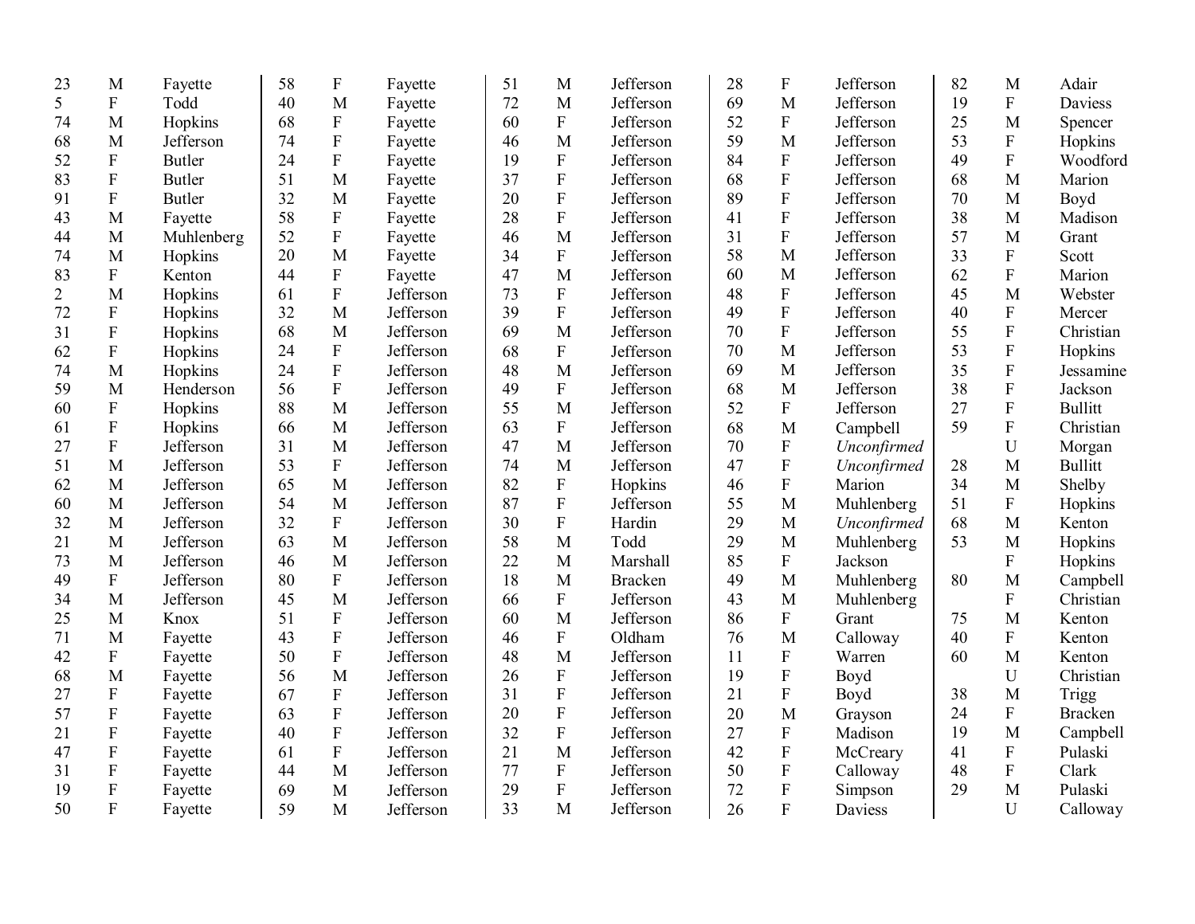| | | |
|---|---|---|
| 23 | M | Fayette |
| 5 | F | Todd |
| 74 | M | Hopkins |
| 68 | M | Jefferson |
| 52 | F | Butler |
| 83 | F | Butler |
| 91 | F | Butler |
| 43 | M | Fayette |
| 44 | M | Muhlenberg |
| 74 | M | Hopkins |
| 83 | F | Kenton |
| 2 | M | Hopkins |
| 72 | F | Hopkins |
| 31 | F | Hopkins |
| 62 | F | Hopkins |
| 74 | M | Hopkins |
| 59 | M | Henderson |
| 60 | F | Hopkins |
| 61 | F | Hopkins |
| 27 | F | Jefferson |
| 51 | M | Jefferson |
| 62 | M | Jefferson |
| 60 | M | Jefferson |
| 32 | M | Jefferson |
| 21 | M | Jefferson |
| 73 | M | Jefferson |
| 49 | F | Jefferson |
| 34 | M | Jefferson |
| 25 | M | Knox |
| 71 | M | Fayette |
| 42 | F | Fayette |
| 68 | M | Fayette |
| 27 | F | Fayette |
| 57 | F | Fayette |
| 21 | F | Fayette |
| 47 | F | Fayette |
| 31 | F | Fayette |
| 19 | F | Fayette |
| 50 | F | Fayette |
| 58 | F | Fayette |
| 40 | M | Fayette |
| 68 | F | Fayette |
| 74 | F | Fayette |
| 24 | F | Fayette |
| 51 | M | Fayette |
| 32 | M | Fayette |
| 58 | F | Fayette |
| 52 | F | Fayette |
| 20 | M | Fayette |
| 44 | F | Fayette |
| 61 | F | Jefferson |
| 32 | M | Jefferson |
| 68 | M | Jefferson |
| 24 | F | Jefferson |
| 24 | F | Jefferson |
| 56 | F | Jefferson |
| 88 | M | Jefferson |
| 66 | M | Jefferson |
| 31 | M | Jefferson |
| 53 | F | Jefferson |
| 65 | M | Jefferson |
| 54 | M | Jefferson |
| 32 | F | Jefferson |
| 63 | M | Jefferson |
| 46 | M | Jefferson |
| 80 | F | Jefferson |
| 45 | M | Jefferson |
| 51 | F | Jefferson |
| 43 | F | Jefferson |
| 50 | F | Jefferson |
| 56 | M | Jefferson |
| 67 | F | Jefferson |
| 63 | F | Jefferson |
| 40 | F | Jefferson |
| 61 | F | Jefferson |
| 44 | M | Jefferson |
| 69 | M | Jefferson |
| 59 | M | Jefferson |
| 51 | M | Jefferson |
| 72 | M | Jefferson |
| 60 | F | Jefferson |
| 46 | M | Jefferson |
| 19 | F | Jefferson |
| 37 | F | Jefferson |
| 20 | F | Jefferson |
| 28 | F | Jefferson |
| 46 | M | Jefferson |
| 34 | F | Jefferson |
| 47 | M | Jefferson |
| 73 | F | Jefferson |
| 39 | F | Jefferson |
| 69 | M | Jefferson |
| 68 | F | Jefferson |
| 48 | M | Jefferson |
| 49 | F | Jefferson |
| 55 | M | Jefferson |
| 63 | F | Jefferson |
| 47 | M | Jefferson |
| 74 | M | Jefferson |
| 82 | F | Hopkins |
| 87 | F | Jefferson |
| 30 | F | Hardin |
| 58 | M | Todd |
| 22 | M | Marshall |
| 18 | M | Bracken |
| 66 | F | Jefferson |
| 60 | M | Jefferson |
| 46 | F | Oldham |
| 48 | M | Jefferson |
| 26 | F | Jefferson |
| 31 | F | Jefferson |
| 20 | F | Jefferson |
| 32 | F | Jefferson |
| 21 | M | Jefferson |
| 77 | F | Jefferson |
| 29 | F | Jefferson |
| 33 | M | Jefferson |
| 28 | F | Jefferson |
| 69 | M | Jefferson |
| 52 | F | Jefferson |
| 59 | M | Jefferson |
| 84 | F | Jefferson |
| 68 | F | Jefferson |
| 89 | F | Jefferson |
| 41 | F | Jefferson |
| 31 | F | Jefferson |
| 58 | M | Jefferson |
| 60 | M | Jefferson |
| 48 | F | Jefferson |
| 49 | F | Jefferson |
| 70 | F | Jefferson |
| 70 | M | Jefferson |
| 69 | M | Jefferson |
| 68 | M | Jefferson |
| 52 | F | Jefferson |
| 68 | M | Campbell |
| 70 | F | *Unconfirmed* |
| 47 | F | *Unconfirmed* |
| 46 | F | Marion |
| 55 | M | Muhlenberg |
| 29 | M | *Unconfirmed* |
| 29 | M | Muhlenberg |
| 85 | F | Jackson |
| 49 | M | Muhlenberg |
| 43 | M | Muhlenberg |
| 86 | F | Grant |
| 76 | M | Calloway |
| 11 | F | Warren |
| 19 | F | Boyd |
| 21 | F | Boyd |
| 20 | M | Grayson |
| 27 | F | Madison |
| 42 | F | McCreary |
| 50 | F | Calloway |
| 72 | F | Simpson |
| 26 | F | Daviess |
| 82 | M | Adair |
| 19 | F | Daviess |
| 25 | M | Spencer |
| 53 | F | Hopkins |
| 49 | F | Woodford |
| 68 | M | Marion |
| 70 | M | Boyd |
| 38 | M | Madison |
| 57 | M | Grant |
| 33 | F | Scott |
| 62 | F | Marion |
| 45 | M | Webster |
| 40 | F | Mercer |
| 55 | F | Christian |
| 53 | F | Hopkins |
| 35 | F | Jessamine |
| 38 | F | Jackson |
| 27 | F | Bullitt |
| 59 | F | Christian |
| | U | Morgan |
| 28 | M | Bullitt |
| 34 | M | Shelby |
| 51 | F | Hopkins |
| 68 | M | Kenton |
| 53 | M | Hopkins |
| | F | Hopkins |
| 80 | M | Campbell |
| | F | Christian |
| 75 | M | Kenton |
| 40 | F | Kenton |
| 60 | M | Kenton |
| | U | Christian |
| 38 | M | Trigg |
| 24 | F | Bracken |
| 19 | M | Campbell |
| 41 | F | Pulaski |
| 48 | F | Clark |
| 29 | M | Pulaski |
| | U | Calloway |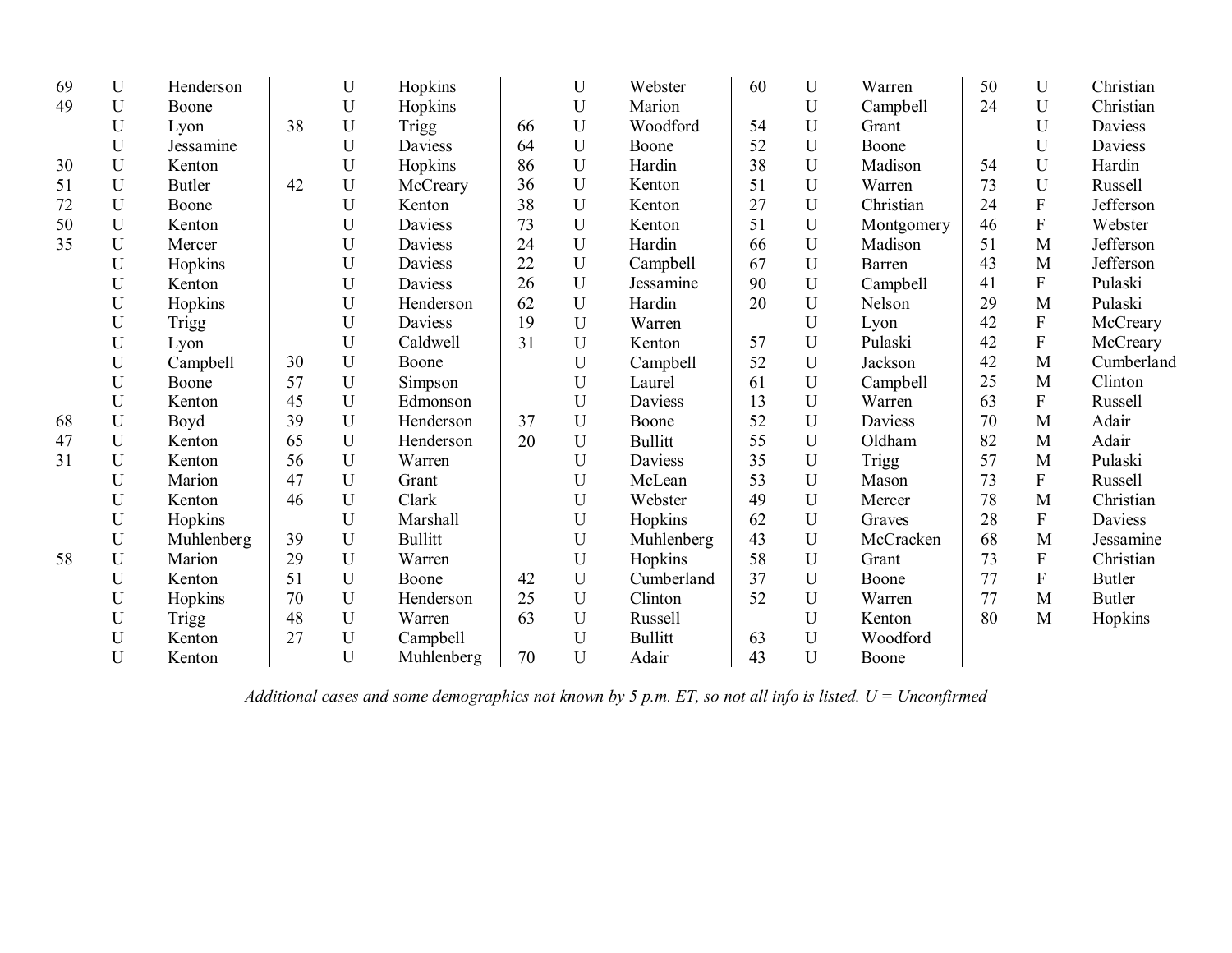| | | | | | | | | | | | | | | |
|---|---|---|---|---|---|---|---|---|---|---|---|---|---|---|
| 69 | U | Henderson | | U | Hopkins | | U | Webster | 60 | U | Warren | 50 | U | Christian |
| 49 | U | Boone | | U | Hopkins | | U | Marion | | U | Campbell | 24 | U | Christian |
| | U | Lyon | 38 | U | Trigg | 66 | U | Woodford | 54 | U | Grant | | U | Daviess |
| | U | Jessamine | | U | Daviess | 64 | U | Boone | 52 | U | Boone | | U | Daviess |
| 30 | U | Kenton | | U | Hopkins | 86 | U | Hardin | 38 | U | Madison | 54 | U | Hardin |
| 51 | U | Butler | 42 | U | McCreary | 36 | U | Kenton | 51 | U | Warren | 73 | U | Russell |
| 72 | U | Boone | | U | Kenton | 38 | U | Kenton | 27 | U | Christian | 24 | F | Jefferson |
| 50 | U | Kenton | | U | Daviess | 73 | U | Kenton | 51 | U | Montgomery | 46 | F | Webster |
| 35 | U | Mercer | | U | Daviess | 24 | U | Hardin | 66 | U | Madison | 51 | M | Jefferson |
| | U | Hopkins | | U | Daviess | 22 | U | Campbell | 67 | U | Barren | 43 | M | Jefferson |
| | U | Kenton | | U | Daviess | 26 | U | Jessamine | 90 | U | Campbell | 41 | F | Pulaski |
| | U | Hopkins | | U | Henderson | 62 | U | Hardin | 20 | U | Nelson | 29 | M | Pulaski |
| | U | Trigg | | U | Daviess | 19 | U | Warren | | U | Lyon | 42 | F | McCreary |
| | U | Lyon | | U | Caldwell | 31 | U | Kenton | 57 | U | Pulaski | 42 | F | McCreary |
| | U | Campbell | 30 | U | Boone | | U | Campbell | 52 | U | Jackson | 42 | M | Cumberland |
| | U | Boone | 57 | U | Simpson | | U | Laurel | 61 | U | Campbell | 25 | M | Clinton |
| | U | Kenton | 45 | U | Edmonson | | U | Daviess | 13 | U | Warren | 63 | F | Russell |
| 68 | U | Boyd | 39 | U | Henderson | 37 | U | Boone | 52 | U | Daviess | 70 | M | Adair |
| 47 | U | Kenton | 65 | U | Henderson | 20 | U | Bullitt | 55 | U | Oldham | 82 | M | Adair |
| 31 | U | Kenton | 56 | U | Warren | | U | Daviess | 35 | U | Trigg | 57 | M | Pulaski |
| | U | Marion | 47 | U | Grant | | U | McLean | 53 | U | Mason | 73 | F | Russell |
| | U | Kenton | 46 | U | Clark | | U | Webster | 49 | U | Mercer | 78 | M | Christian |
| | U | Hopkins | | U | Marshall | | U | Hopkins | 62 | U | Graves | 28 | F | Daviess |
| | U | Muhlenberg | 39 | U | Bullitt | | U | Muhlenberg | 43 | U | McCracken | 68 | M | Jessamine |
| 58 | U | Marion | 29 | U | Warren | | U | Hopkins | 58 | U | Grant | 73 | F | Christian |
| | U | Kenton | 51 | U | Boone | 42 | U | Cumberland | 37 | U | Boone | 77 | F | Butler |
| | U | Hopkins | 70 | U | Henderson | 25 | U | Clinton | 52 | U | Warren | 77 | M | Butler |
| | U | Trigg | 48 | U | Warren | 63 | U | Russell | | U | Kenton | 80 | M | Hopkins |
| | U | Kenton | 27 | U | Campbell | | U | Bullitt | 63 | U | Woodford | | | |
| | U | Kenton | | U | Muhlenberg | 70 | U | Adair | 43 | U | Boone | | | |

*Additional cases and some demographics not known by 5 p.m. ET, so not all info is listed. U = Unconfirmed*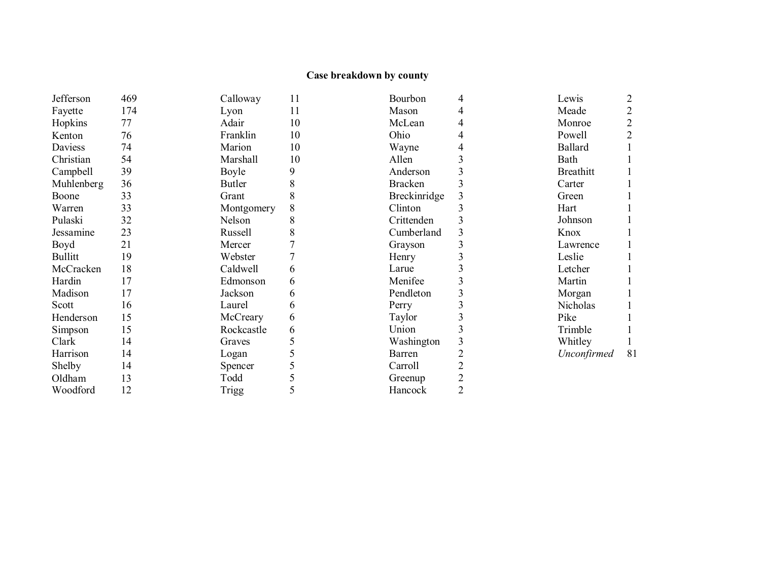**Case breakdown by county**

| | | | | | | | |
|---|---|---|---|---|---|---|---|
| Jefferson | 469 | Calloway | 11 | Bourbon | 4 | Lewis | 2 |
| Fayette | 174 | Lyon | 11 | Mason | 4 | Meade | 2 |
| Hopkins | 77 | Adair | 10 | McLean | 4 | Monroe | 2 |
| Kenton | 76 | Franklin | 10 | Ohio | 4 | Powell | 2 |
| Daviess | 74 | Marion | 10 | Wayne | 4 | Ballard | 1 |
| Christian | 54 | Marshall | 10 | Allen | 3 | Bath | 1 |
| Campbell | 39 | Boyle | 9 | Anderson | 3 | Breathitt | 1 |
| Muhlenberg | 36 | Butler | 8 | Bracken | 3 | Carter | 1 |
| Boone | 33 | Grant | 8 | Breckinridge | 3 | Green | 1 |
| Warren | 33 | Montgomery | 8 | Clinton | 3 | Hart | 1 |
| Pulaski | 32 | Nelson | 8 | Crittenden | 3 | Johnson | 1 |
| Jessamine | 23 | Russell | 8 | Cumberland | 3 | Knox | 1 |
| Boyd | 21 | Mercer | 7 | Grayson | 3 | Lawrence | 1 |
| Bullitt | 19 | Webster | 7 | Henry | 3 | Leslie | 1 |
| McCracken | 18 | Caldwell | 6 | Larue | 3 | Letcher | 1 |
| Hardin | 17 | Edmonson | 6 | Menifee | 3 | Martin | 1 |
| Madison | 17 | Jackson | 6 | Pendleton | 3 | Morgan | 1 |
| Scott | 16 | Laurel | 6 | Perry | 3 | Nicholas | 1 |
| Henderson | 15 | McCreary | 6 | Taylor | 3 | Pike | 1 |
| Simpson | 15 | Rockcastle | 6 | Union | 3 | Trimble | 1 |
| Clark | 14 | Graves | 5 | Washington | 3 | Whitley | 1 |
| Harrison | 14 | Logan | 5 | Barren | 2 | *Unconfirmed* | 81 |
| Shelby | 14 | Spencer | 5 | Carroll | 2 | | |
| Oldham | 13 | Todd | 5 | Greenup | 2 | | |
| Woodford | 12 | Trigg | 5 | Hancock | 2 | | |